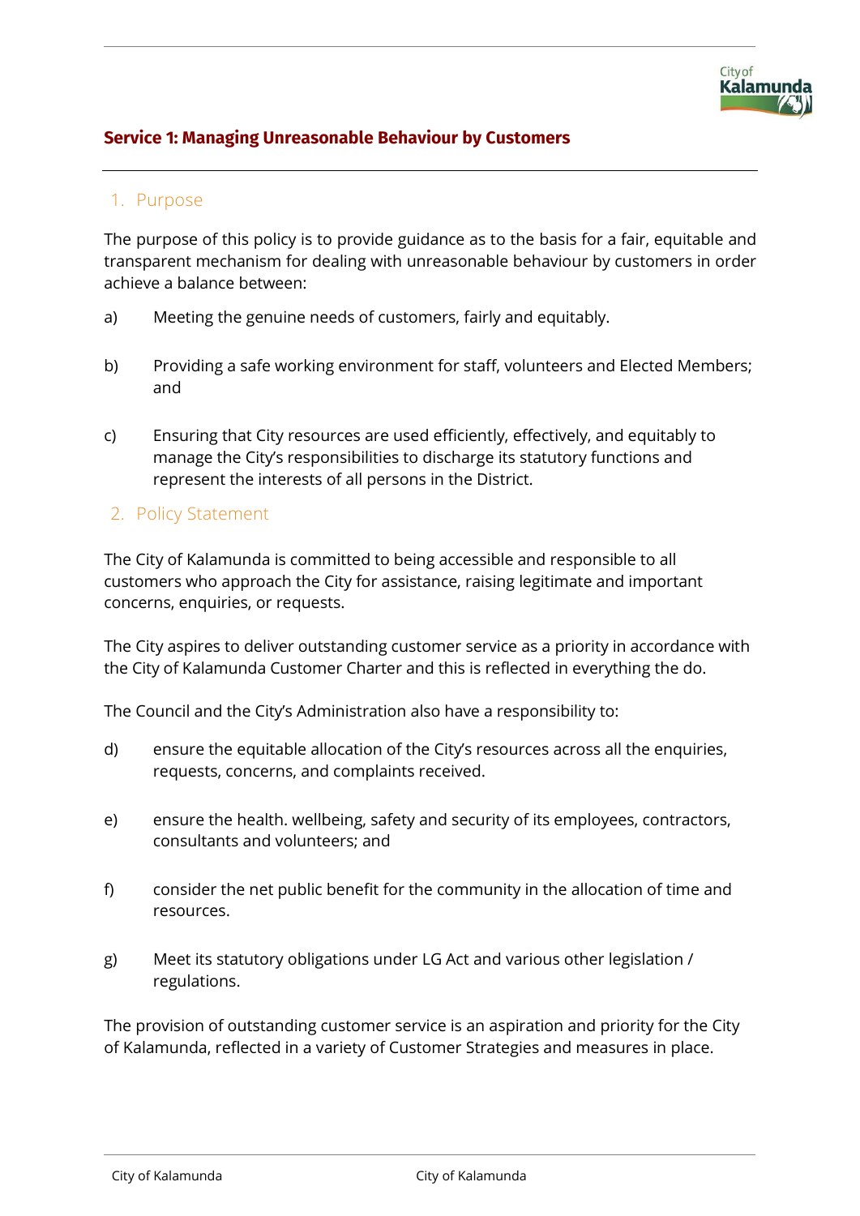# Service 1: Managing Unreasonable Behaviour by Customers

## 1. Purpose

The purpose of this policy is to provide guidance as to the basis for a fair, equitable and transparent mechanism for dealing with unreasonable behaviour by customers in order achieve a balance between:

a) Meeting the genuine needs of customers, fairly and equitably.

b) Providing a safe working environment for staff, volunteers and Elected Members; and

c) Ensuring that City resources are used efficiently, effectively, and equitably to manage the City's responsibilities to discharge its statutory functions and represent the interests of all persons in the District.

## 2. Policy Statement

The City of Kalamunda is committed to being accessible and responsible to all customers who approach the City for assistance, raising legitimate and important concerns, enquiries, or requests.

The City aspires to deliver outstanding customer service as a priority in accordance with the City of Kalamunda Customer Charter and this is reflected in everything the do.

The Council and the City's Administration also have a responsibility to:

d) ensure the equitable allocation of the City's resources across all the enquiries, requests, concerns, and complaints received.

e) ensure the health. wellbeing, safety and security of its employees, contractors, consultants and volunteers; and

f) consider the net public benefit for the community in the allocation of time and resources.

g) Meet its statutory obligations under LG Act and various other legislation / regulations.

The provision of outstanding customer service is an aspiration and priority for the City of Kalamunda, reflected in a variety of Customer Strategies and measures in place.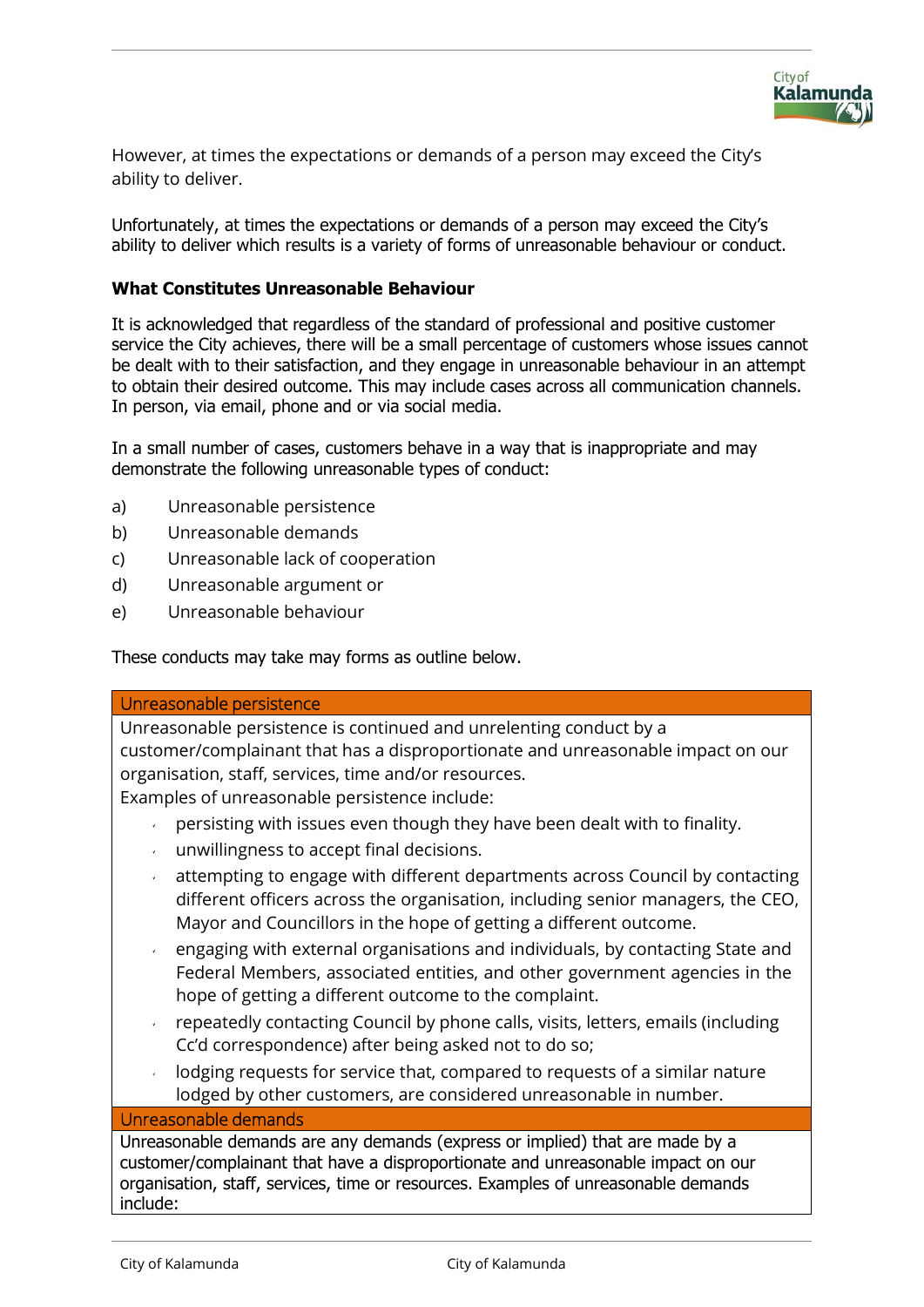However, at times the expectations or demands of a person may exceed the City's ability to deliver.

Unfortunately, at times the expectations or demands of a person may exceed the City's ability to deliver which results is a variety of forms of unreasonable behaviour or conduct.

**What Constitutes Unreasonable Behaviour**

It is acknowledged that regardless of the standard of professional and positive customer service the City achieves, there will be a small percentage of customers whose issues cannot be dealt with to their satisfaction, and they engage in unreasonable behaviour in an attempt to obtain their desired outcome. This may include cases across all communication channels. In person, via email, phone and or via social media.

In a small number of cases, customers behave in a way that is inappropriate and may demonstrate the following unreasonable types of conduct:

a) Unreasonable persistence
b) Unreasonable demands
c) Unreasonable lack of cooperation
d) Unreasonable argument or
e) Unreasonable behaviour

These conducts may take may forms as outline below.

| Unreasonable persistence |
|---|
| Unreasonable persistence is continued and unrelenting conduct by a customer/complainant that has a disproportionate and unreasonable impact on our organisation, staff, services, time and/or resources.<br>Examples of unreasonable persistence include:<br>• persisting with issues even though they have been dealt with to finality.<br>• unwillingness to accept final decisions.<br>• attempting to engage with different departments across Council by contacting different officers across the organisation, including senior managers, the CEO, Mayor and Councillors in the hope of getting a different outcome.<br>• engaging with external organisations and individuals, by contacting State and Federal Members, associated entities, and other government agencies in the hope of getting a different outcome to the complaint.<br>• repeatedly contacting Council by phone calls, visits, letters, emails (including Cc'd correspondence) after being asked not to do so;<br>• lodging requests for service that, compared to requests of a similar nature lodged by other customers, are considered unreasonable in number. |
| **Unreasonable demands** |
| Unreasonable demands are any demands (express or implied) that are made by a customer/complainant that have a disproportionate and unreasonable impact on our organisation, staff, services, time or resources. Examples of unreasonable demands include: |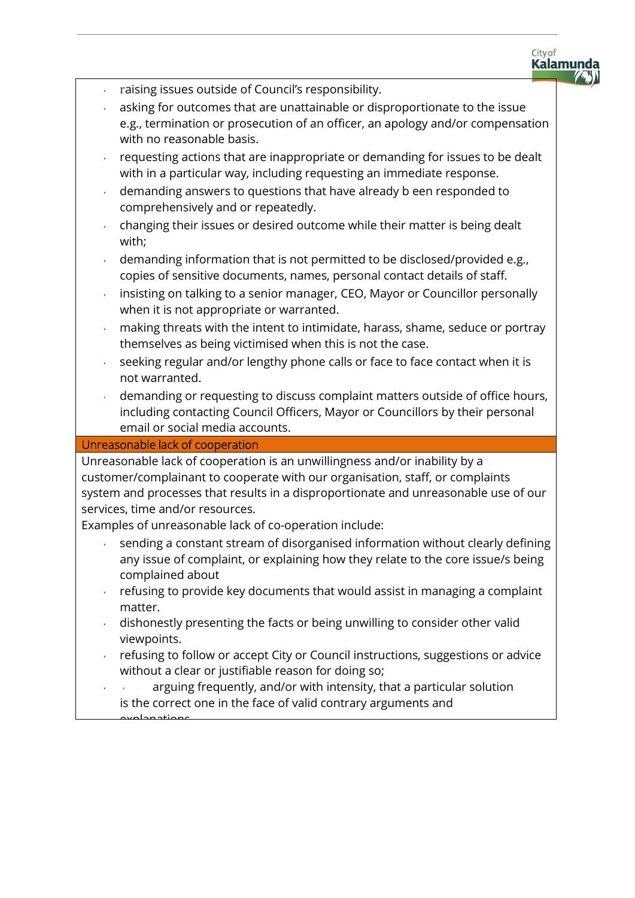- raising issues outside of Council's responsibility.
- asking for outcomes that are unattainable or disproportionate to the issue e.g., termination or prosecution of an officer, an apology and/or compensation with no reasonable basis.
- requesting actions that are inappropriate or demanding for issues to be dealt with in a particular way, including requesting an immediate response.
- demanding answers to questions that have already b een responded to comprehensively and or repeatedly.
- changing their issues or desired outcome while their matter is being dealt with;
- demanding information that is not permitted to be disclosed/provided e.g., copies of sensitive documents, names, personal contact details of staff.
- insisting on talking to a senior manager, CEO, Mayor or Councillor personally when it is not appropriate or warranted.
- making threats with the intent to intimidate, harass, shame, seduce or portray themselves as being victimised when this is not the case.
- seeking regular and/or lengthy phone calls or face to face contact when it is not warranted.
- demanding or requesting to discuss complaint matters outside of office hours, including contacting Council Officers, Mayor or Councillors by their personal email or social media accounts.

## Unreasonable lack of cooperation

Unreasonable lack of cooperation is an unwillingness and/or inability by a customer/complainant to cooperate with our organisation, staff, or complaints system and processes that results in a disproportionate and unreasonable use of our services, time and/or resources.

Examples of unreasonable lack of co-operation include:

- sending a constant stream of disorganised information without clearly defining any issue of complaint, or explaining how they relate to the core issue/s being complained about
- refusing to provide key documents that would assist in managing a complaint matter.
- dishonestly presenting the facts or being unwilling to consider other valid viewpoints.
- refusing to follow or accept City or Council instructions, suggestions or advice without a clear or justifiable reason for doing so;
- arguing frequently, and/or with intensity, that a particular solution is the correct one in the face of valid contrary arguments and explanations.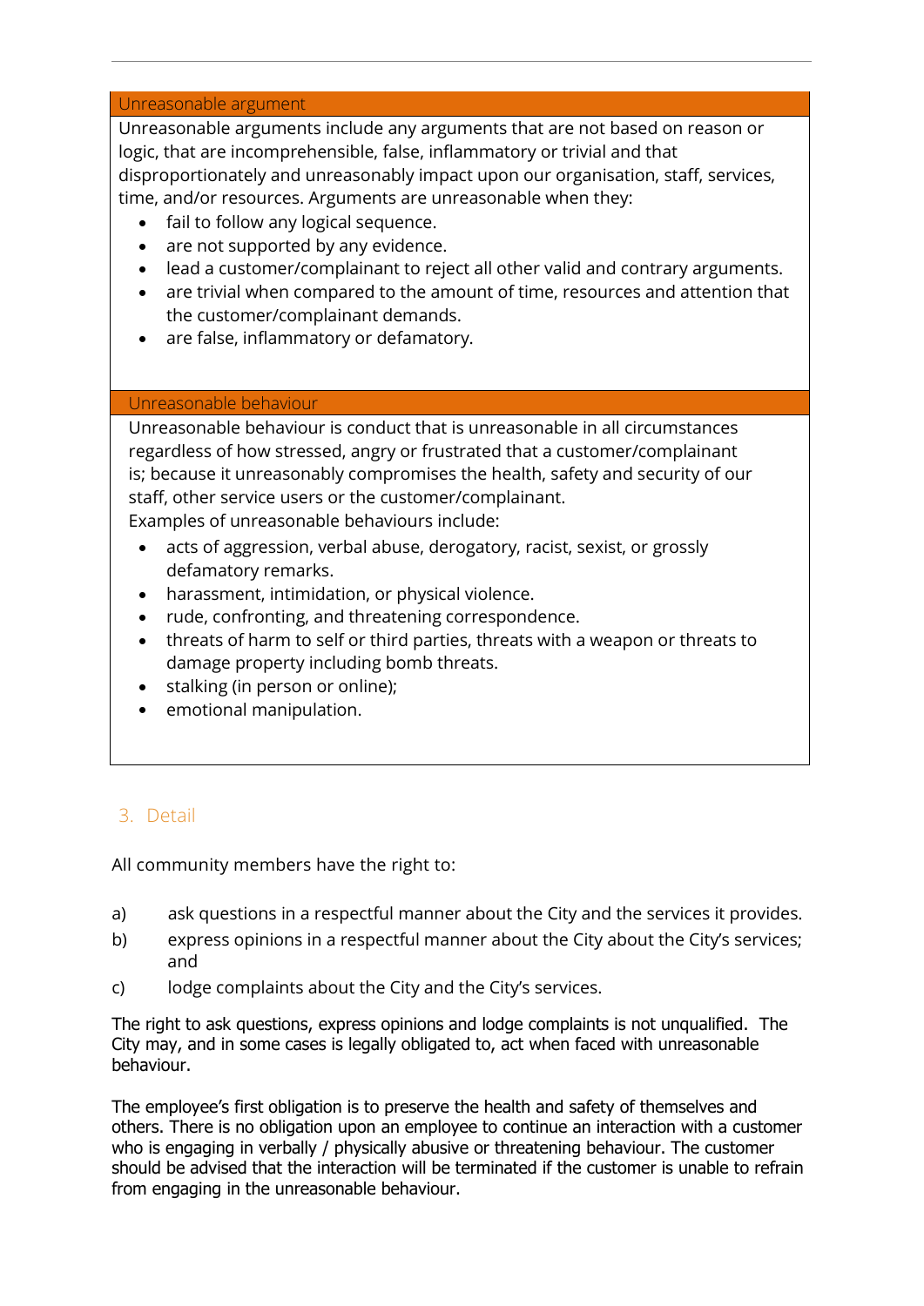| Unreasonable argument |
| --- |
| Unreasonable arguments include any arguments that are not based on reason or logic, that are incomprehensible, false, inflammatory or trivial and that disproportionately and unreasonably impact upon our organisation, staff, services, time, and/or resources. Arguments are unreasonable when they:<br>• fail to follow any logical sequence.<br>• are not supported by any evidence.<br>• lead a customer/complainant to reject all other valid and contrary arguments.<br>• are trivial when compared to the amount of time, resources and attention that the customer/complainant demands.<br>• are false, inflammatory or defamatory. |

| Unreasonable behaviour |
| --- |
| Unreasonable behaviour is conduct that is unreasonable in all circumstances regardless of how stressed, angry or frustrated that a customer/complainant is; because it unreasonably compromises the health, safety and security of our staff, other service users or the customer/complainant.<br>Examples of unreasonable behaviours include:<br>• acts of aggression, verbal abuse, derogatory, racist, sexist, or grossly defamatory remarks.<br>• harassment, intimidation, or physical violence.<br>• rude, confronting, and threatening correspondence.<br>• threats of harm to self or third parties, threats with a weapon or threats to damage property including bomb threats.<br>• stalking (in person or online);<br>• emotional manipulation. |

## 3. Detail

All community members have the right to:

a) ask questions in a respectful manner about the City and the services it provides.

b) express opinions in a respectful manner about the City about the City's services; and

c) lodge complaints about the City and the City's services.

The right to ask questions, express opinions and lodge complaints is not unqualified. The City may, and in some cases is legally obligated to, act when faced with unreasonable behaviour.

The employee's first obligation is to preserve the health and safety of themselves and others. There is no obligation upon an employee to continue an interaction with a customer who is engaging in verbally / physically abusive or threatening behaviour. The customer should be advised that the interaction will be terminated if the customer is unable to refrain from engaging in the unreasonable behaviour.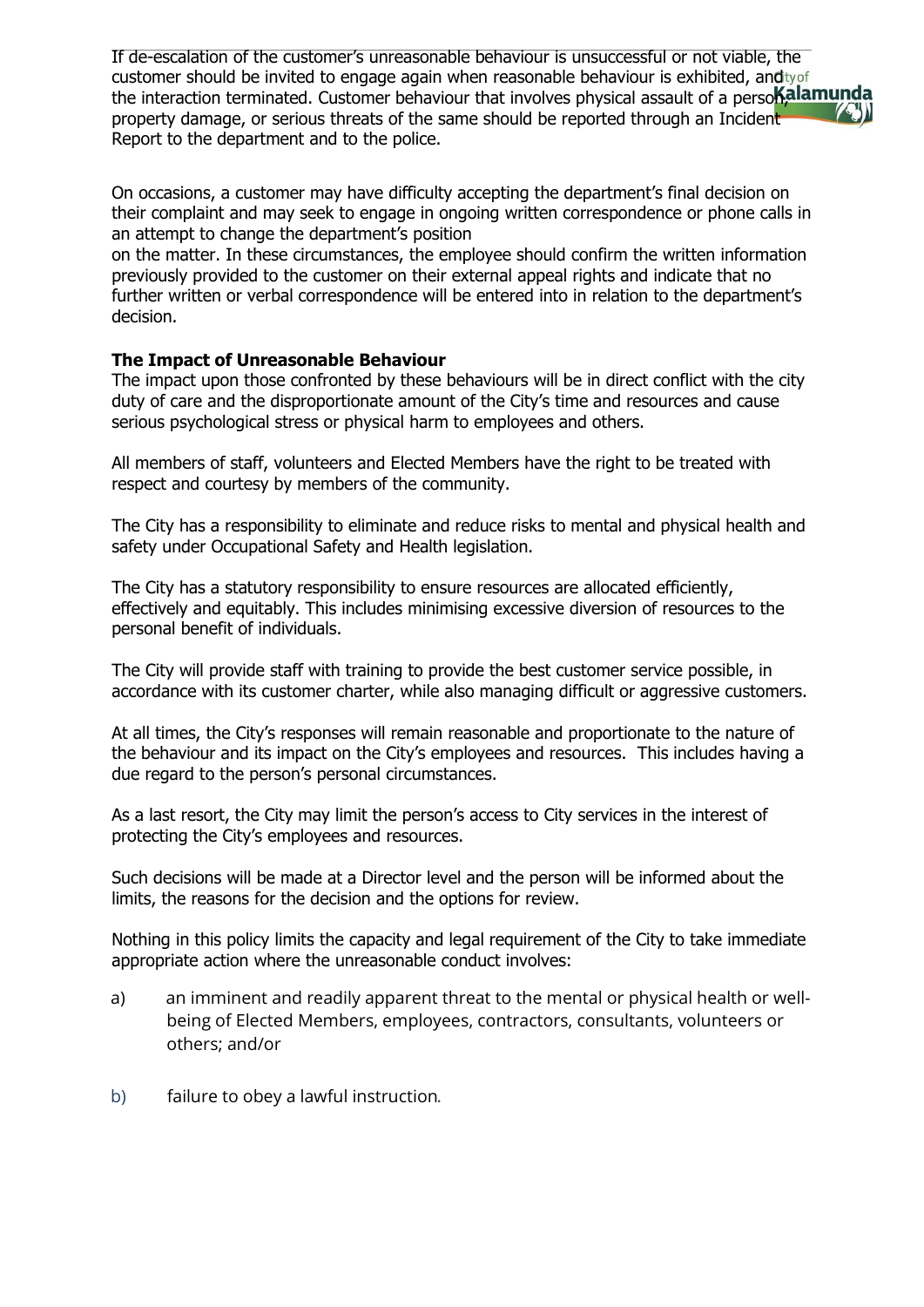If de-escalation of the customer's unreasonable behaviour is unsuccessful or not viable, the customer should be invited to engage again when reasonable behaviour is exhibited, and the interaction terminated. Customer behaviour that involves physical assault of a person, property damage, or serious threats of the same should be reported through an Incident Report to the department and to the police.

On occasions, a customer may have difficulty accepting the department's final decision on their complaint and may seek to engage in ongoing written correspondence or phone calls in an attempt to change the department's position
on the matter. In these circumstances, the employee should confirm the written information previously provided to the customer on their external appeal rights and indicate that no further written or verbal correspondence will be entered into in relation to the department's decision.

**The Impact of Unreasonable Behaviour**

The impact upon those confronted by these behaviours will be in direct conflict with the city duty of care and the disproportionate amount of the City's time and resources and cause serious psychological stress or physical harm to employees and others.

All members of staff, volunteers and Elected Members have the right to be treated with respect and courtesy by members of the community.

The City has a responsibility to eliminate and reduce risks to mental and physical health and safety under Occupational Safety and Health legislation.

The City has a statutory responsibility to ensure resources are allocated efficiently, effectively and equitably. This includes minimising excessive diversion of resources to the personal benefit of individuals.

The City will provide staff with training to provide the best customer service possible, in accordance with its customer charter, while also managing difficult or aggressive customers.

At all times, the City's responses will remain reasonable and proportionate to the nature of the behaviour and its impact on the City's employees and resources. This includes having a due regard to the person's personal circumstances.

As a last resort, the City may limit the person's access to City services in the interest of protecting the City's employees and resources.

Such decisions will be made at a Director level and the person will be informed about the limits, the reasons for the decision and the options for review.

Nothing in this policy limits the capacity and legal requirement of the City to take immediate appropriate action where the unreasonable conduct involves:

a) an imminent and readily apparent threat to the mental or physical health or well-being of Elected Members, employees, contractors, consultants, volunteers or others; and/or

b) failure to obey a lawful instruction.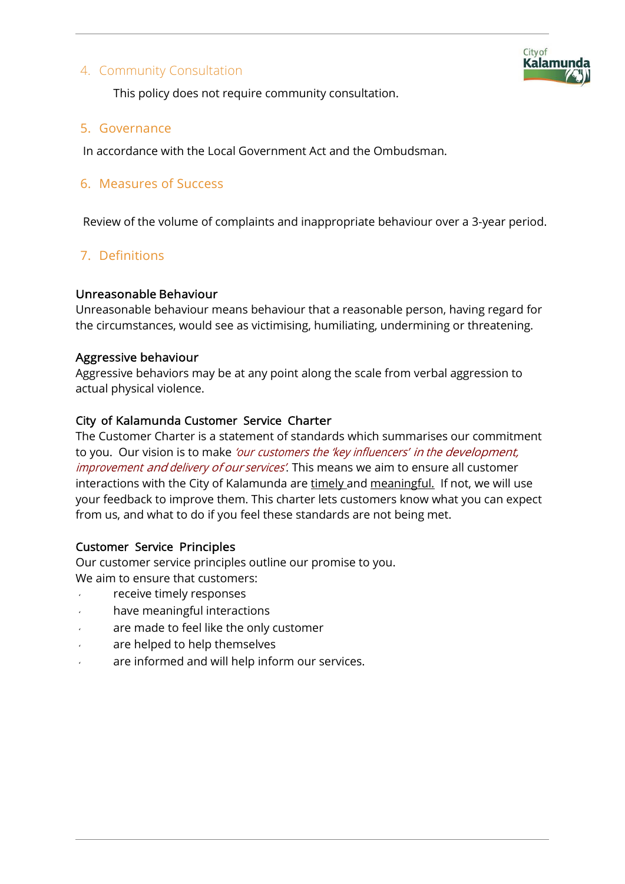## 4. Community Consultation

This policy does not require community consultation.

## 5. Governance

In accordance with the Local Government Act and the Ombudsman.

## 6. Measures of Success

Review of the volume of complaints and inappropriate behaviour over a 3-year period.

## 7. Definitions

### Unreasonable Behaviour

Unreasonable behaviour means behaviour that a reasonable person, having regard for the circumstances, would see as victimising, humiliating, undermining or threatening.

### Aggressive behaviour

Aggressive behaviors may be at any point along the scale from verbal aggression to actual physical violence.

### City of Kalamunda Customer Service Charter

The Customer Charter is a statement of standards which summarises our commitment to you. Our vision is to make *'our customers the 'key influencers' in the development, improvement and delivery of our services'.* This means we aim to ensure all customer interactions with the City of Kalamunda are <u>timely</u> and <u>meaningful.</u> If not, we will use your feedback to improve them. This charter lets customers know what you can expect from us, and what to do if you feel these standards are not being met.

### Customer Service Principles

Our customer service principles outline our promise to you.
We aim to ensure that customers:

- receive timely responses
- have meaningful interactions
- are made to feel like the only customer
- are helped to help themselves
- are informed and will help inform our services.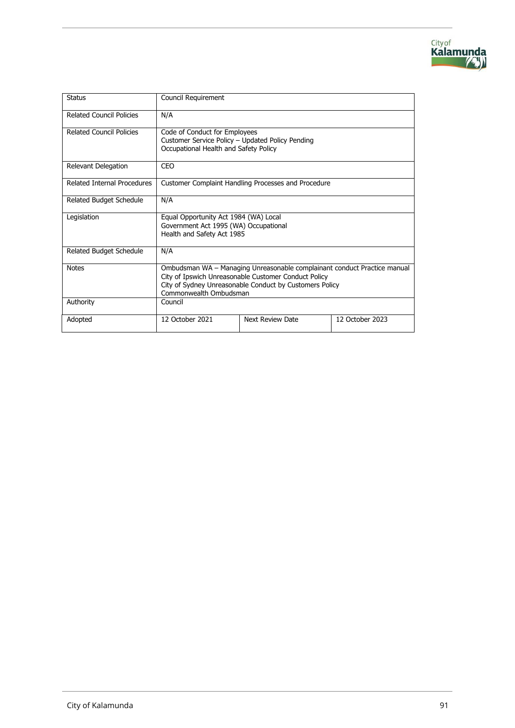| | | | |
|---|---|---|---|
| Status | Council Requirement | | |
| Related Council Policies | N/A | | |
| Related Council Policies | Code of Conduct for Employees<br>Customer Service Policy – Updated Policy Pending<br>Occupational Health and Safety Policy | | |
| Relevant Delegation | CEO | | |
| Related Internal Procedures | Customer Complaint Handling Processes and Procedure | | |
| Related Budget Schedule | N/A | | |
| Legislation | Equal Opportunity Act 1984 (WA) Local Government Act 1995 (WA) Occupational Health and Safety Act 1985 | | |
| Related Budget Schedule | N/A | | |
| Notes | Ombudsman WA – Managing Unreasonable complainant conduct Practice manual<br>City of Ipswich Unreasonable Customer Conduct Policy<br>City of Sydney Unreasonable Conduct by Customers Policy<br>Commonwealth Ombudsman | | |
| Authority | Council | | |
| Adopted | 12 October 2021 | Next Review Date | 12 October 2023 |